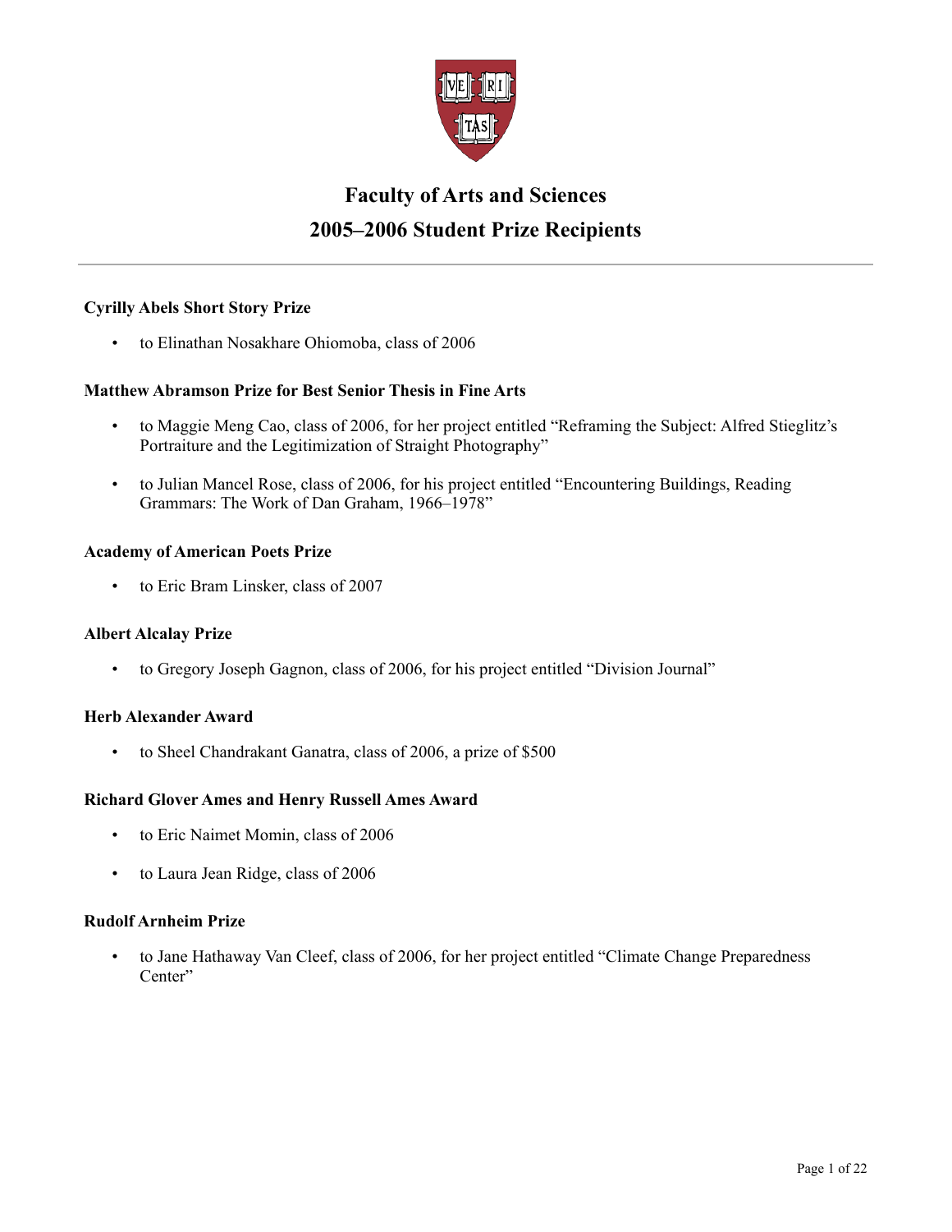# Faculty of Arts and Sciences

## 2005–2006 Student Prize Recipients

**Cyrilly Abels Short Story Prize**

- to Elinathan Nosakhare Ohiomoba, class of 2006

**Matthew Abramson Prize for Best Senior Thesis in Fine Arts**

- to Maggie Meng Cao, class of 2006, for her project entitled "Reframing the Subject: Alfred Stieglitz's Portraiture and the Legitimization of Straight Photography"
- to Julian Mancel Rose, class of 2006, for his project entitled "Encountering Buildings, Reading Grammars: The Work of Dan Graham, 1966–1978"

**Academy of American Poets Prize**

- to Eric Bram Linsker, class of 2007

**Albert Alcalay Prize**

- to Gregory Joseph Gagnon, class of 2006, for his project entitled "Division Journal"

**Herb Alexander Award**

- to Sheel Chandrakant Ganatra, class of 2006, a prize of $500

**Richard Glover Ames and Henry Russell Ames Award**

- to Eric Naimet Momin, class of 2006
- to Laura Jean Ridge, class of 2006

**Rudolf Arnheim Prize**

- to Jane Hathaway Van Cleef, class of 2006, for her project entitled "Climate Change Preparedness Center"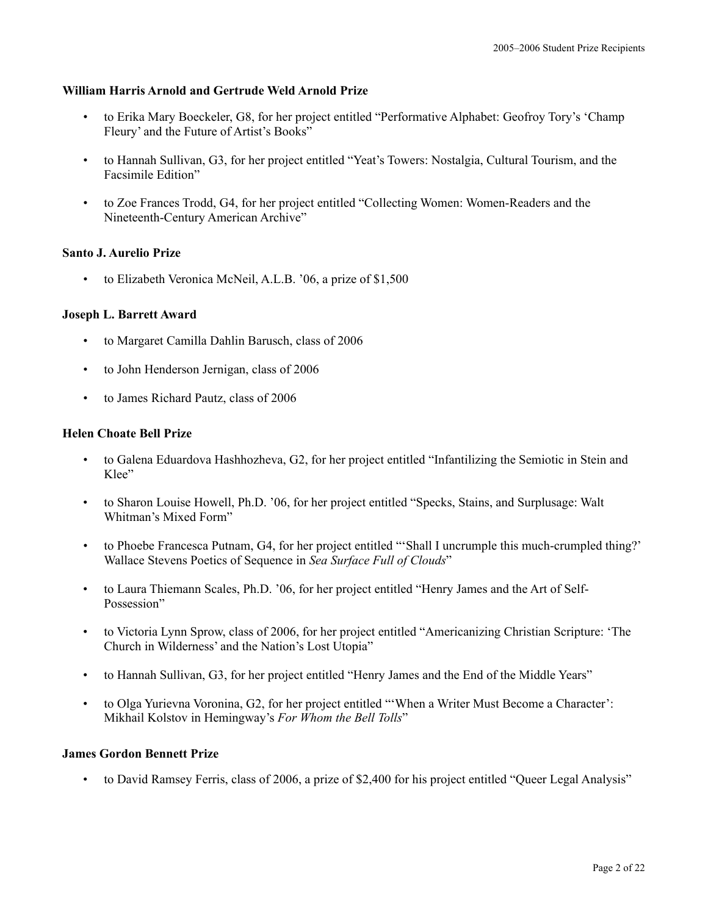**William Harris Arnold and Gertrude Weld Arnold Prize**

- to Erika Mary Boeckeler, G8, for her project entitled "Performative Alphabet: Geofroy Tory's 'Champ Fleury' and the Future of Artist's Books"
- to Hannah Sullivan, G3, for her project entitled "Yeat's Towers: Nostalgia, Cultural Tourism, and the Facsimile Edition"
- to Zoe Frances Trodd, G4, for her project entitled "Collecting Women: Women-Readers and the Nineteenth-Century American Archive"

**Santo J. Aurelio Prize**

- to Elizabeth Veronica McNeil, A.L.B. '06, a prize of $1,500

**Joseph L. Barrett Award**

- to Margaret Camilla Dahlin Barusch, class of 2006
- to John Henderson Jernigan, class of 2006
- to James Richard Pautz, class of 2006

**Helen Choate Bell Prize**

- to Galena Eduardova Hashhozheva, G2, for her project entitled "Infantilizing the Semiotic in Stein and Klee"
- to Sharon Louise Howell, Ph.D. '06, for her project entitled "Specks, Stains, and Surplusage: Walt Whitman's Mixed Form"
- to Phoebe Francesca Putnam, G4, for her project entitled "'Shall I uncrumple this much-crumpled thing?' Wallace Stevens Poetics of Sequence in *Sea Surface Full of Clouds*"
- to Laura Thiemann Scales, Ph.D. '06, for her project entitled "Henry James and the Art of Self-Possession"
- to Victoria Lynn Sprow, class of 2006, for her project entitled "Americanizing Christian Scripture: 'The Church in Wilderness' and the Nation's Lost Utopia"
- to Hannah Sullivan, G3, for her project entitled "Henry James and the End of the Middle Years"
- to Olga Yurievna Voronina, G2, for her project entitled "'When a Writer Must Become a Character': Mikhail Kolstov in Hemingway's *For Whom the Bell Tolls*"

**James Gordon Bennett Prize**

- to David Ramsey Ferris, class of 2006, a prize of $2,400 for his project entitled "Queer Legal Analysis"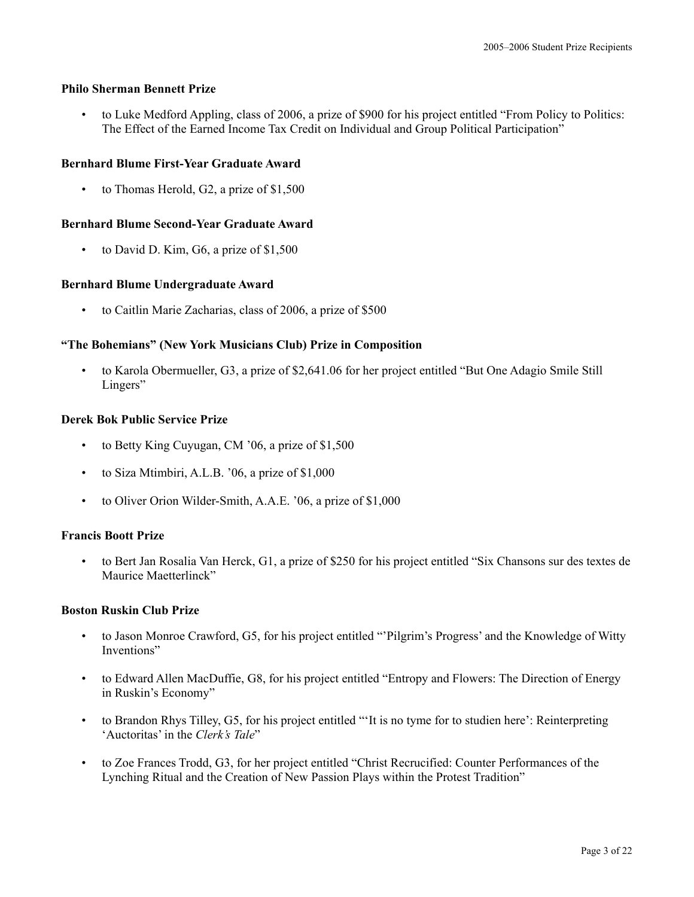### Philo Sherman Bennett Prize

- to Luke Medford Appling, class of 2006, a prize of $900 for his project entitled "From Policy to Politics: The Effect of the Earned Income Tax Credit on Individual and Group Political Participation"

### Bernhard Blume First-Year Graduate Award

- to Thomas Herold, G2, a prize of $1,500

### Bernhard Blume Second-Year Graduate Award

- to David D. Kim, G6, a prize of $1,500

### Bernhard Blume Undergraduate Award

- to Caitlin Marie Zacharias, class of 2006, a prize of $500

### "The Bohemians" (New York Musicians Club) Prize in Composition

- to Karola Obermueller, G3, a prize of $2,641.06 for her project entitled "But One Adagio Smile Still Lingers"

### Derek Bok Public Service Prize

- to Betty King Cuyugan, CM '06, a prize of $1,500
- to Siza Mtimbiri, A.L.B. '06, a prize of $1,000
- to Oliver Orion Wilder-Smith, A.A.E. '06, a prize of $1,000

### Francis Boott Prize

- to Bert Jan Rosalia Van Herck, G1, a prize of $250 for his project entitled "Six Chansons sur des textes de Maurice Maetterlinck"

### Boston Ruskin Club Prize

- to Jason Monroe Crawford, G5, for his project entitled "'Pilgrim's Progress' and the Knowledge of Witty Inventions"
- to Edward Allen MacDuffie, G8, for his project entitled "Entropy and Flowers: The Direction of Energy in Ruskin's Economy"
- to Brandon Rhys Tilley, G5, for his project entitled "'It is no tyme for to studien here': Reinterpreting 'Auctoritas' in the *Clerk's Tale*"
- to Zoe Frances Trodd, G3, for her project entitled "Christ Recrucified: Counter Performances of the Lynching Ritual and the Creation of New Passion Plays within the Protest Tradition"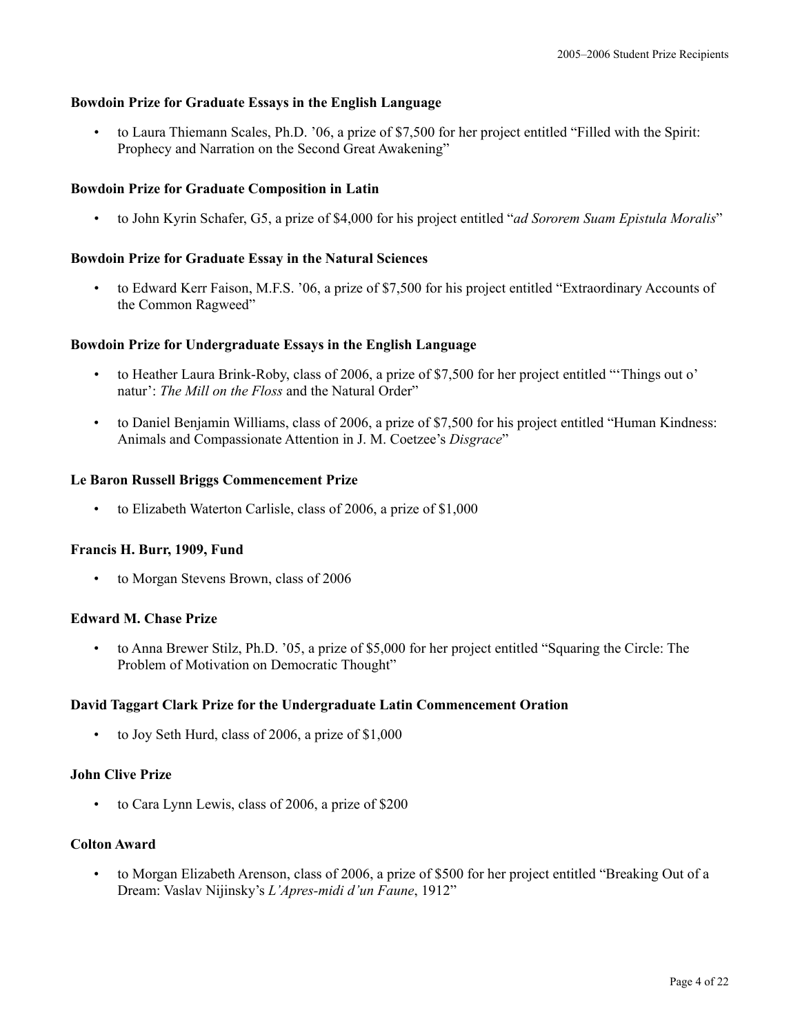**Bowdoin Prize for Graduate Essays in the English Language**

- to Laura Thiemann Scales, Ph.D. '06, a prize of $7,500 for her project entitled "Filled with the Spirit: Prophecy and Narration on the Second Great Awakening"

**Bowdoin Prize for Graduate Composition in Latin**

- to John Kyrin Schafer, G5, a prize of $4,000 for his project entitled "*ad Sororem Suam Epistula Moralis*"

**Bowdoin Prize for Graduate Essay in the Natural Sciences**

- to Edward Kerr Faison, M.F.S. '06, a prize of $7,500 for his project entitled "Extraordinary Accounts of the Common Ragweed"

**Bowdoin Prize for Undergraduate Essays in the English Language**

- to Heather Laura Brink-Roby, class of 2006, a prize of $7,500 for her project entitled "'Things out o' natur': *The Mill on the Floss* and the Natural Order"
- to Daniel Benjamin Williams, class of 2006, a prize of $7,500 for his project entitled "Human Kindness: Animals and Compassionate Attention in J. M. Coetzee's *Disgrace*"

**Le Baron Russell Briggs Commencement Prize**

- to Elizabeth Waterton Carlisle, class of 2006, a prize of $1,000

**Francis H. Burr, 1909, Fund**

- to Morgan Stevens Brown, class of 2006

**Edward M. Chase Prize**

- to Anna Brewer Stilz, Ph.D. '05, a prize of $5,000 for her project entitled "Squaring the Circle: The Problem of Motivation on Democratic Thought"

**David Taggart Clark Prize for the Undergraduate Latin Commencement Oration**

- to Joy Seth Hurd, class of 2006, a prize of $1,000

**John Clive Prize**

- to Cara Lynn Lewis, class of 2006, a prize of $200

**Colton Award**

- to Morgan Elizabeth Arenson, class of 2006, a prize of $500 for her project entitled "Breaking Out of a Dream: Vaslav Nijinsky's *L'Apres-midi d'un Faune*, 1912"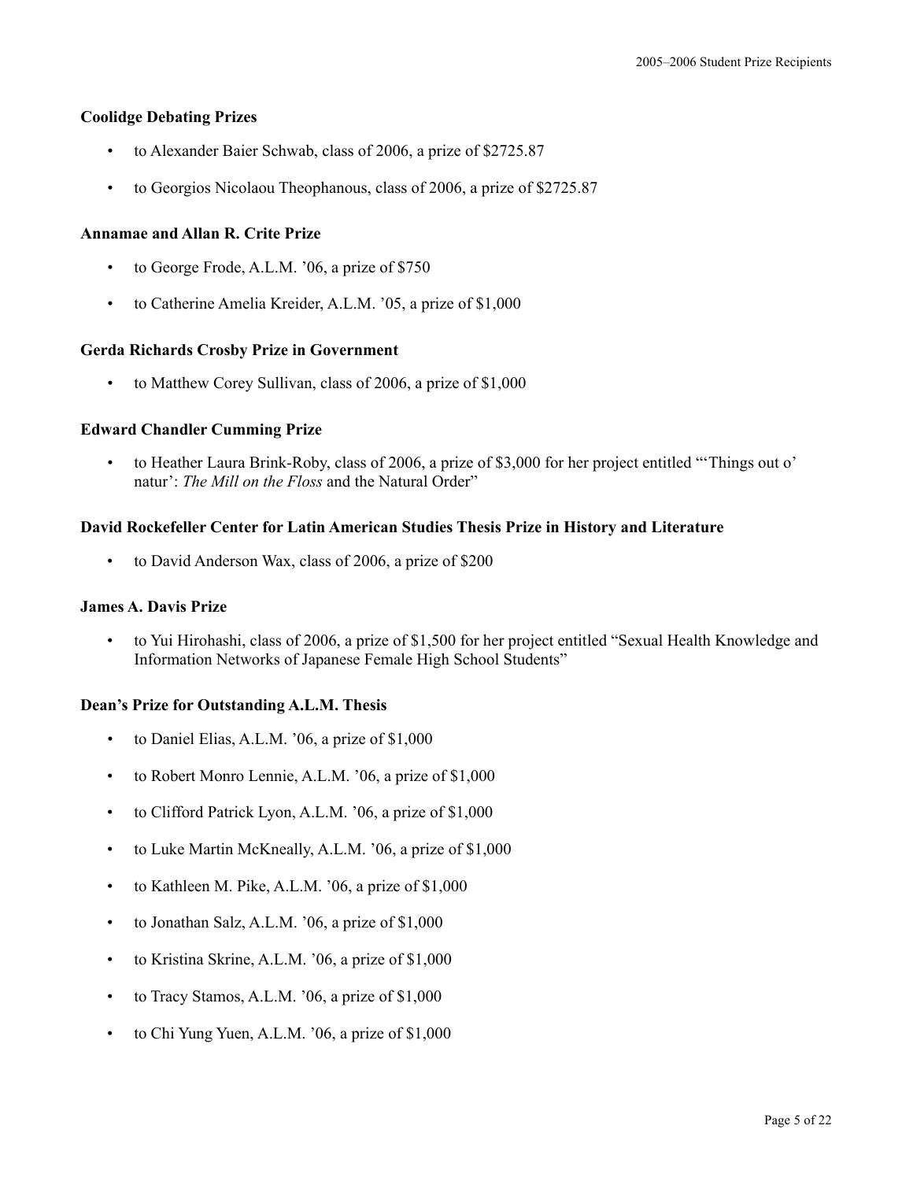**Coolidge Debating Prizes**

- to Alexander Baier Schwab, class of 2006, a prize of $2725.87
- to Georgios Nicolaou Theophanous, class of 2006, a prize of $2725.87

**Annamae and Allan R. Crite Prize**

- to George Frode, A.L.M. ’06, a prize of $750
- to Catherine Amelia Kreider, A.L.M. ’05, a prize of $1,000

**Gerda Richards Crosby Prize in Government**

- to Matthew Corey Sullivan, class of 2006, a prize of $1,000

**Edward Chandler Cumming Prize**

- to Heather Laura Brink-Roby, class of 2006, a prize of $3,000 for her project entitled “‘Things out o’ natur’: *The Mill on the Floss* and the Natural Order”

**David Rockefeller Center for Latin American Studies Thesis Prize in History and Literature**

- to David Anderson Wax, class of 2006, a prize of $200

**James A. Davis Prize**

- to Yui Hirohashi, class of 2006, a prize of $1,500 for her project entitled “Sexual Health Knowledge and Information Networks of Japanese Female High School Students”

**Dean’s Prize for Outstanding A.L.M. Thesis**

- to Daniel Elias, A.L.M. ’06, a prize of $1,000
- to Robert Monro Lennie, A.L.M. ’06, a prize of $1,000
- to Clifford Patrick Lyon, A.L.M. ’06, a prize of $1,000
- to Luke Martin McKneally, A.L.M. ’06, a prize of $1,000
- to Kathleen M. Pike, A.L.M. ’06, a prize of $1,000
- to Jonathan Salz, A.L.M. ’06, a prize of $1,000
- to Kristina Skrine, A.L.M. ’06, a prize of $1,000
- to Tracy Stamos, A.L.M. ’06, a prize of $1,000
- to Chi Yung Yuen, A.L.M. ’06, a prize of $1,000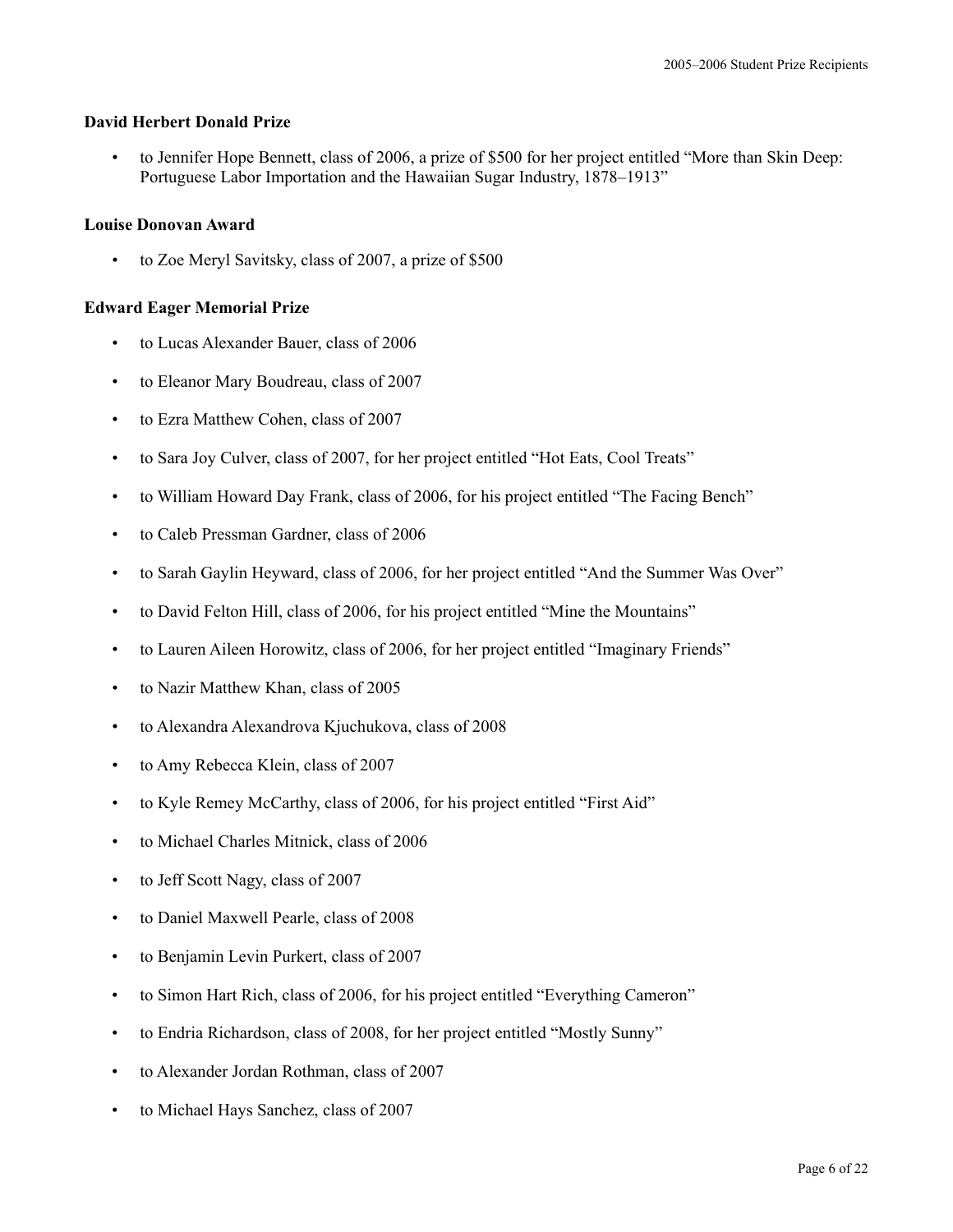### David Herbert Donald Prize

- to Jennifer Hope Bennett, class of 2006, a prize of $500 for her project entitled “More than Skin Deep: Portuguese Labor Importation and the Hawaiian Sugar Industry, 1878–1913”

### Louise Donovan Award

- to Zoe Meryl Savitsky, class of 2007, a prize of $500

### Edward Eager Memorial Prize

- to Lucas Alexander Bauer, class of 2006
- to Eleanor Mary Boudreau, class of 2007
- to Ezra Matthew Cohen, class of 2007
- to Sara Joy Culver, class of 2007, for her project entitled “Hot Eats, Cool Treats”
- to William Howard Day Frank, class of 2006, for his project entitled “The Facing Bench”
- to Caleb Pressman Gardner, class of 2006
- to Sarah Gaylin Heyward, class of 2006, for her project entitled “And the Summer Was Over”
- to David Felton Hill, class of 2006, for his project entitled “Mine the Mountains”
- to Lauren Aileen Horowitz, class of 2006, for her project entitled “Imaginary Friends”
- to Nazir Matthew Khan, class of 2005
- to Alexandra Alexandrova Kjuchukova, class of 2008
- to Amy Rebecca Klein, class of 2007
- to Kyle Remey McCarthy, class of 2006, for his project entitled “First Aid”
- to Michael Charles Mitnick, class of 2006
- to Jeff Scott Nagy, class of 2007
- to Daniel Maxwell Pearle, class of 2008
- to Benjamin Levin Purkert, class of 2007
- to Simon Hart Rich, class of 2006, for his project entitled “Everything Cameron”
- to Endria Richardson, class of 2008, for her project entitled “Mostly Sunny”
- to Alexander Jordan Rothman, class of 2007
- to Michael Hays Sanchez, class of 2007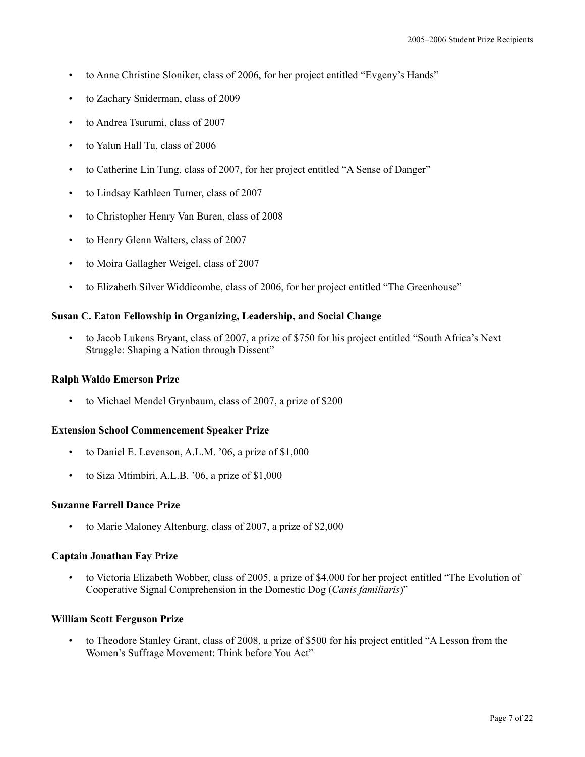- to Anne Christine Sloniker, class of 2006, for her project entitled “Evgeny’s Hands”
- to Zachary Sniderman, class of 2009
- to Andrea Tsurumi, class of 2007
- to Yalun Hall Tu, class of 2006
- to Catherine Lin Tung, class of 2007, for her project entitled “A Sense of Danger”
- to Lindsay Kathleen Turner, class of 2007
- to Christopher Henry Van Buren, class of 2008
- to Henry Glenn Walters, class of 2007
- to Moira Gallagher Weigel, class of 2007
- to Elizabeth Silver Widdicombe, class of 2006, for her project entitled “The Greenhouse”

**Susan C. Eaton Fellowship in Organizing, Leadership, and Social Change**

- to Jacob Lukens Bryant, class of 2007, a prize of $750 for his project entitled “South Africa’s Next Struggle: Shaping a Nation through Dissent”

**Ralph Waldo Emerson Prize**

- to Michael Mendel Grynbaum, class of 2007, a prize of $200

**Extension School Commencement Speaker Prize**

- to Daniel E. Levenson, A.L.M. ’06, a prize of $1,000
- to Siza Mtimbiri, A.L.B. ’06, a prize of $1,000

**Suzanne Farrell Dance Prize**

- to Marie Maloney Altenburg, class of 2007, a prize of $2,000

**Captain Jonathan Fay Prize**

- to Victoria Elizabeth Wobber, class of 2005, a prize of $4,000 for her project entitled “The Evolution of Cooperative Signal Comprehension in the Domestic Dog (*Canis familiaris*)”

**William Scott Ferguson Prize**

- to Theodore Stanley Grant, class of 2008, a prize of $500 for his project entitled “A Lesson from the Women’s Suffrage Movement: Think before You Act”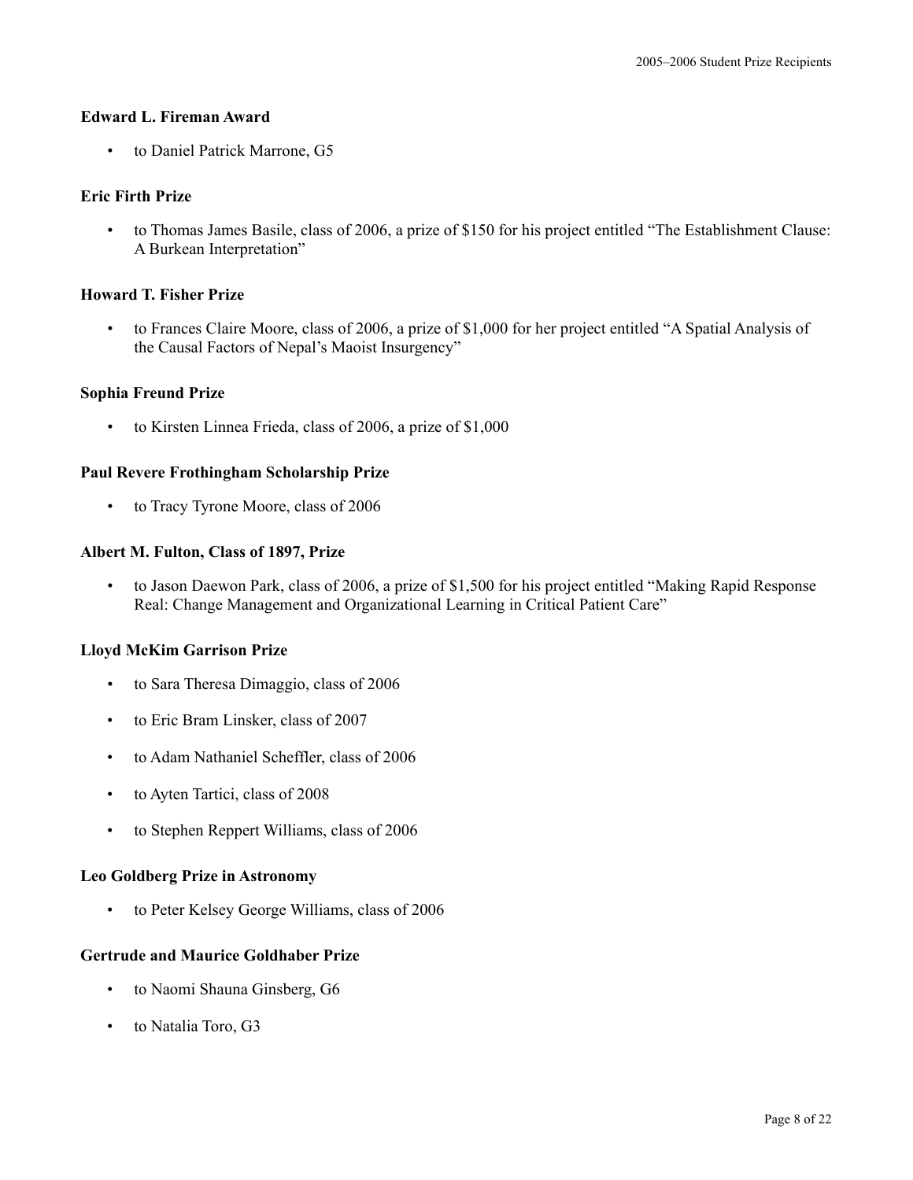**Edward L. Fireman Award**

- to Daniel Patrick Marrone, G5

**Eric Firth Prize**

- to Thomas James Basile, class of 2006, a prize of $150 for his project entitled "The Establishment Clause: A Burkean Interpretation"

**Howard T. Fisher Prize**

- to Frances Claire Moore, class of 2006, a prize of $1,000 for her project entitled "A Spatial Analysis of the Causal Factors of Nepal's Maoist Insurgency"

**Sophia Freund Prize**

- to Kirsten Linnea Frieda, class of 2006, a prize of $1,000

**Paul Revere Frothingham Scholarship Prize**

- to Tracy Tyrone Moore, class of 2006

**Albert M. Fulton, Class of 1897, Prize**

- to Jason Daewon Park, class of 2006, a prize of $1,500 for his project entitled "Making Rapid Response Real: Change Management and Organizational Learning in Critical Patient Care"

**Lloyd McKim Garrison Prize**

- to Sara Theresa Dimaggio, class of 2006
- to Eric Bram Linsker, class of 2007
- to Adam Nathaniel Scheffler, class of 2006
- to Ayten Tartici, class of 2008
- to Stephen Reppert Williams, class of 2006

**Leo Goldberg Prize in Astronomy**

- to Peter Kelsey George Williams, class of 2006

**Gertrude and Maurice Goldhaber Prize**

- to Naomi Shauna Ginsberg, G6
- to Natalia Toro, G3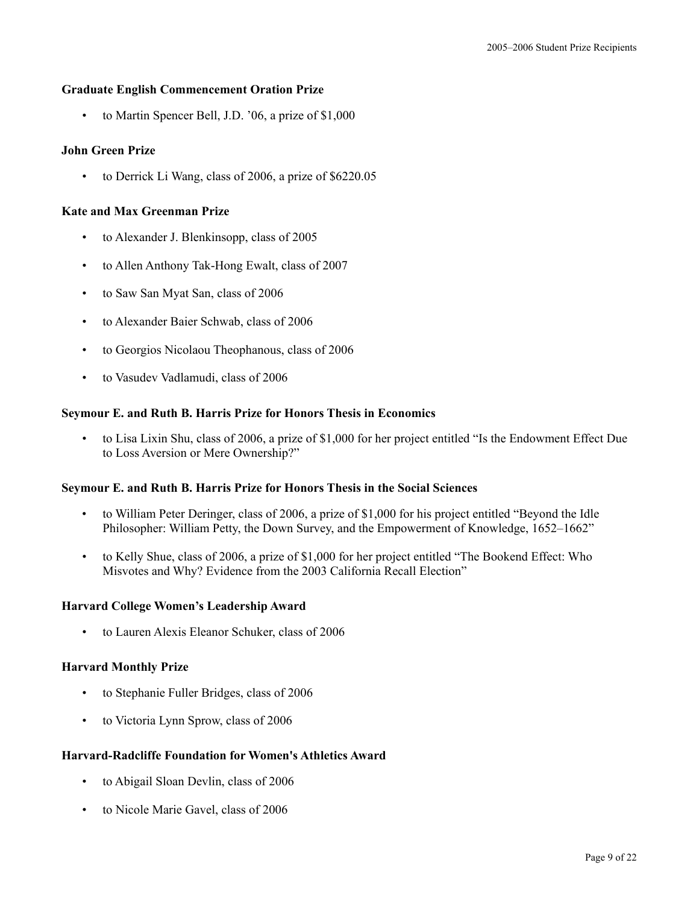**Graduate English Commencement Oration Prize**

- to Martin Spencer Bell, J.D. ’06, a prize of $1,000

**John Green Prize**

- to Derrick Li Wang, class of 2006, a prize of $6220.05

**Kate and Max Greenman Prize**

- to Alexander J. Blenkinsopp, class of 2005
- to Allen Anthony Tak-Hong Ewalt, class of 2007
- to Saw San Myat San, class of 2006
- to Alexander Baier Schwab, class of 2006
- to Georgios Nicolaou Theophanous, class of 2006
- to Vasudev Vadlamudi, class of 2006

**Seymour E. and Ruth B. Harris Prize for Honors Thesis in Economics**

- to Lisa Lixin Shu, class of 2006, a prize of $1,000 for her project entitled “Is the Endowment Effect Due to Loss Aversion or Mere Ownership?”

**Seymour E. and Ruth B. Harris Prize for Honors Thesis in the Social Sciences**

- to William Peter Deringer, class of 2006, a prize of $1,000 for his project entitled “Beyond the Idle Philosopher: William Petty, the Down Survey, and the Empowerment of Knowledge, 1652–1662”
- to Kelly Shue, class of 2006, a prize of $1,000 for her project entitled “The Bookend Effect: Who Misvotes and Why? Evidence from the 2003 California Recall Election”

**Harvard College Women’s Leadership Award**

- to Lauren Alexis Eleanor Schuker, class of 2006

**Harvard Monthly Prize**

- to Stephanie Fuller Bridges, class of 2006
- to Victoria Lynn Sprow, class of 2006

**Harvard-Radcliffe Foundation for Women's Athletics Award**

- to Abigail Sloan Devlin, class of 2006
- to Nicole Marie Gavel, class of 2006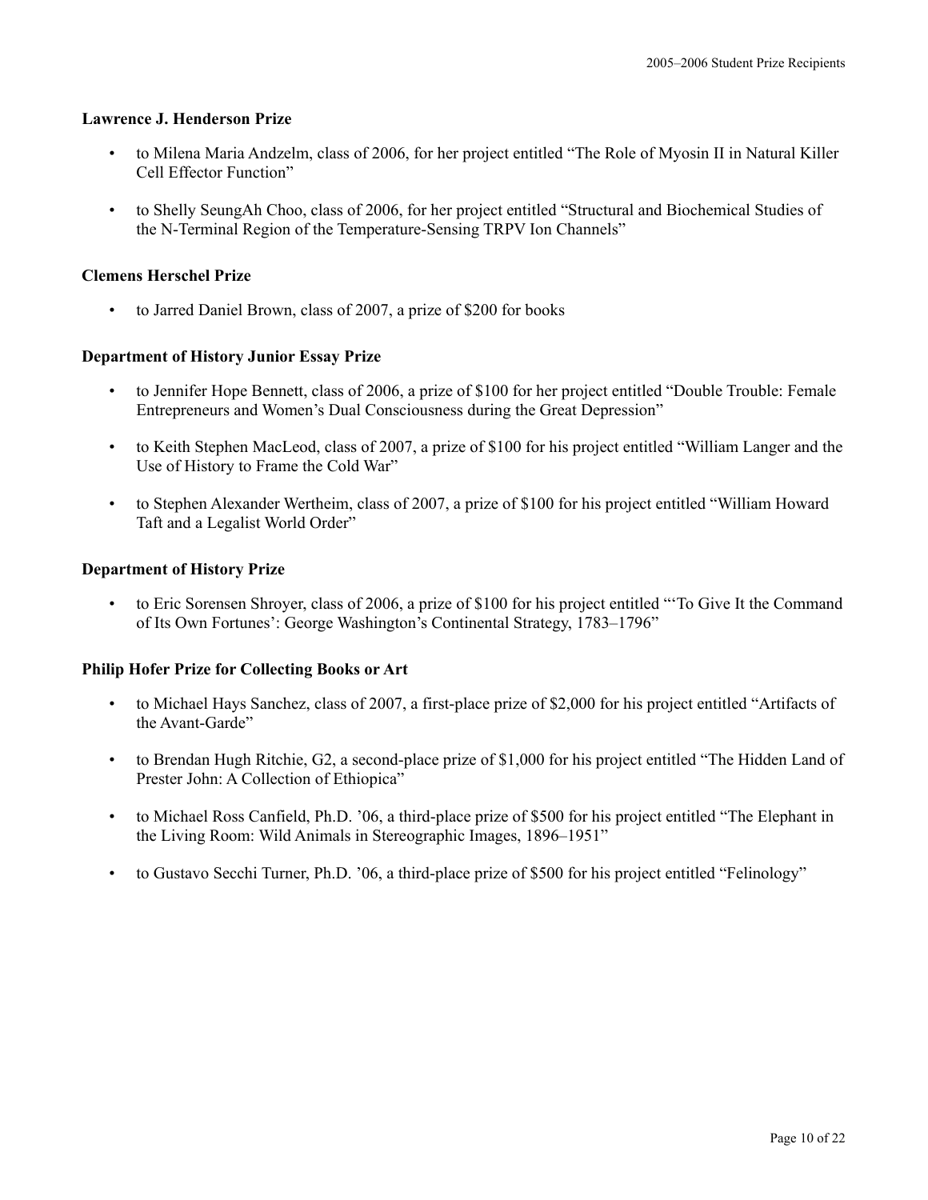### Lawrence J. Henderson Prize

- to Milena Maria Andzelm, class of 2006, for her project entitled "The Role of Myosin II in Natural Killer Cell Effector Function"
- to Shelly SeungAh Choo, class of 2006, for her project entitled "Structural and Biochemical Studies of the N-Terminal Region of the Temperature-Sensing TRPV Ion Channels"

### Clemens Herschel Prize

- to Jarred Daniel Brown, class of 2007, a prize of $200 for books

### Department of History Junior Essay Prize

- to Jennifer Hope Bennett, class of 2006, a prize of $100 for her project entitled "Double Trouble: Female Entrepreneurs and Women's Dual Consciousness during the Great Depression"
- to Keith Stephen MacLeod, class of 2007, a prize of $100 for his project entitled "William Langer and the Use of History to Frame the Cold War"
- to Stephen Alexander Wertheim, class of 2007, a prize of $100 for his project entitled "William Howard Taft and a Legalist World Order"

### Department of History Prize

- to Eric Sorensen Shroyer, class of 2006, a prize of $100 for his project entitled "'To Give It the Command of Its Own Fortunes': George Washington's Continental Strategy, 1783–1796"

### Philip Hofer Prize for Collecting Books or Art

- to Michael Hays Sanchez, class of 2007, a first-place prize of $2,000 for his project entitled "Artifacts of the Avant-Garde"
- to Brendan Hugh Ritchie, G2, a second-place prize of $1,000 for his project entitled "The Hidden Land of Prester John: A Collection of Ethiopica"
- to Michael Ross Canfield, Ph.D. '06, a third-place prize of $500 for his project entitled "The Elephant in the Living Room: Wild Animals in Stereographic Images, 1896–1951"
- to Gustavo Secchi Turner, Ph.D. '06, a third-place prize of $500 for his project entitled "Felinology"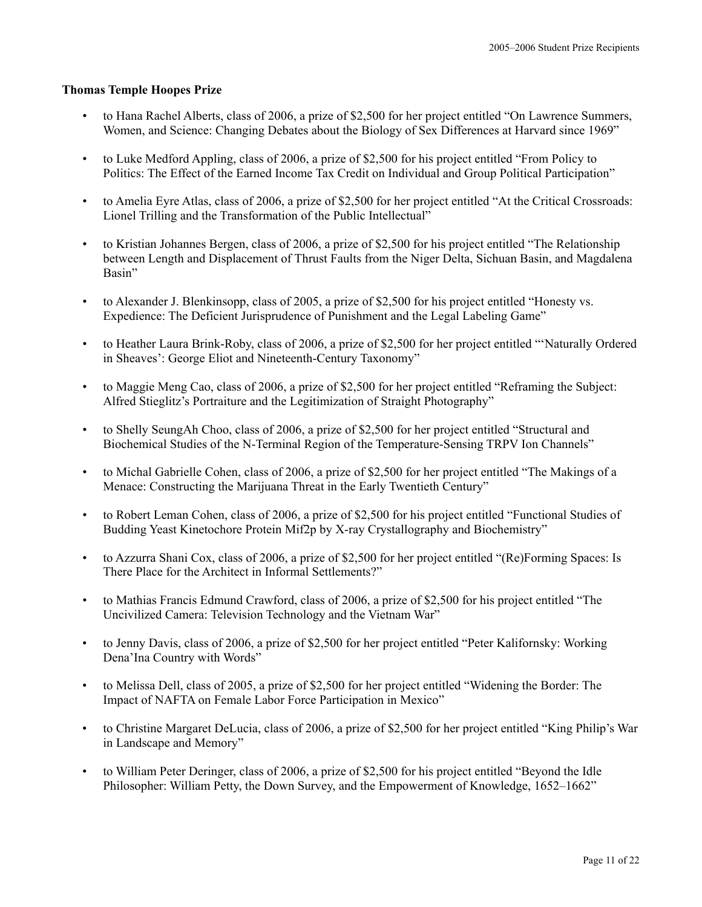**Thomas Temple Hoopes Prize**

- to Hana Rachel Alberts, class of 2006, a prize of $2,500 for her project entitled "On Lawrence Summers, Women, and Science: Changing Debates about the Biology of Sex Differences at Harvard since 1969"
- to Luke Medford Appling, class of 2006, a prize of $2,500 for his project entitled "From Policy to Politics: The Effect of the Earned Income Tax Credit on Individual and Group Political Participation"
- to Amelia Eyre Atlas, class of 2006, a prize of $2,500 for her project entitled "At the Critical Crossroads: Lionel Trilling and the Transformation of the Public Intellectual"
- to Kristian Johannes Bergen, class of 2006, a prize of $2,500 for his project entitled "The Relationship between Length and Displacement of Thrust Faults from the Niger Delta, Sichuan Basin, and Magdalena Basin"
- to Alexander J. Blenkinsopp, class of 2005, a prize of $2,500 for his project entitled "Honesty vs. Expedience: The Deficient Jurisprudence of Punishment and the Legal Labeling Game"
- to Heather Laura Brink-Roby, class of 2006, a prize of $2,500 for her project entitled "'Naturally Ordered in Sheaves': George Eliot and Nineteenth-Century Taxonomy"
- to Maggie Meng Cao, class of 2006, a prize of $2,500 for her project entitled "Reframing the Subject: Alfred Stieglitz's Portraiture and the Legitimization of Straight Photography"
- to Shelly SeungAh Choo, class of 2006, a prize of $2,500 for her project entitled "Structural and Biochemical Studies of the N-Terminal Region of the Temperature-Sensing TRPV Ion Channels"
- to Michal Gabrielle Cohen, class of 2006, a prize of $2,500 for her project entitled "The Makings of a Menace: Constructing the Marijuana Threat in the Early Twentieth Century"
- to Robert Leman Cohen, class of 2006, a prize of $2,500 for his project entitled "Functional Studies of Budding Yeast Kinetochore Protein Mif2p by X-ray Crystallography and Biochemistry"
- to Azzurra Shani Cox, class of 2006, a prize of $2,500 for her project entitled "(Re)Forming Spaces: Is There Place for the Architect in Informal Settlements?"
- to Mathias Francis Edmund Crawford, class of 2006, a prize of $2,500 for his project entitled "The Uncivilized Camera: Television Technology and the Vietnam War"
- to Jenny Davis, class of 2006, a prize of $2,500 for her project entitled "Peter Kalifornsky: Working Dena'Ina Country with Words"
- to Melissa Dell, class of 2005, a prize of $2,500 for her project entitled "Widening the Border: The Impact of NAFTA on Female Labor Force Participation in Mexico"
- to Christine Margaret DeLucia, class of 2006, a prize of $2,500 for her project entitled "King Philip's War in Landscape and Memory"
- to William Peter Deringer, class of 2006, a prize of $2,500 for his project entitled "Beyond the Idle Philosopher: William Petty, the Down Survey, and the Empowerment of Knowledge, 1652–1662"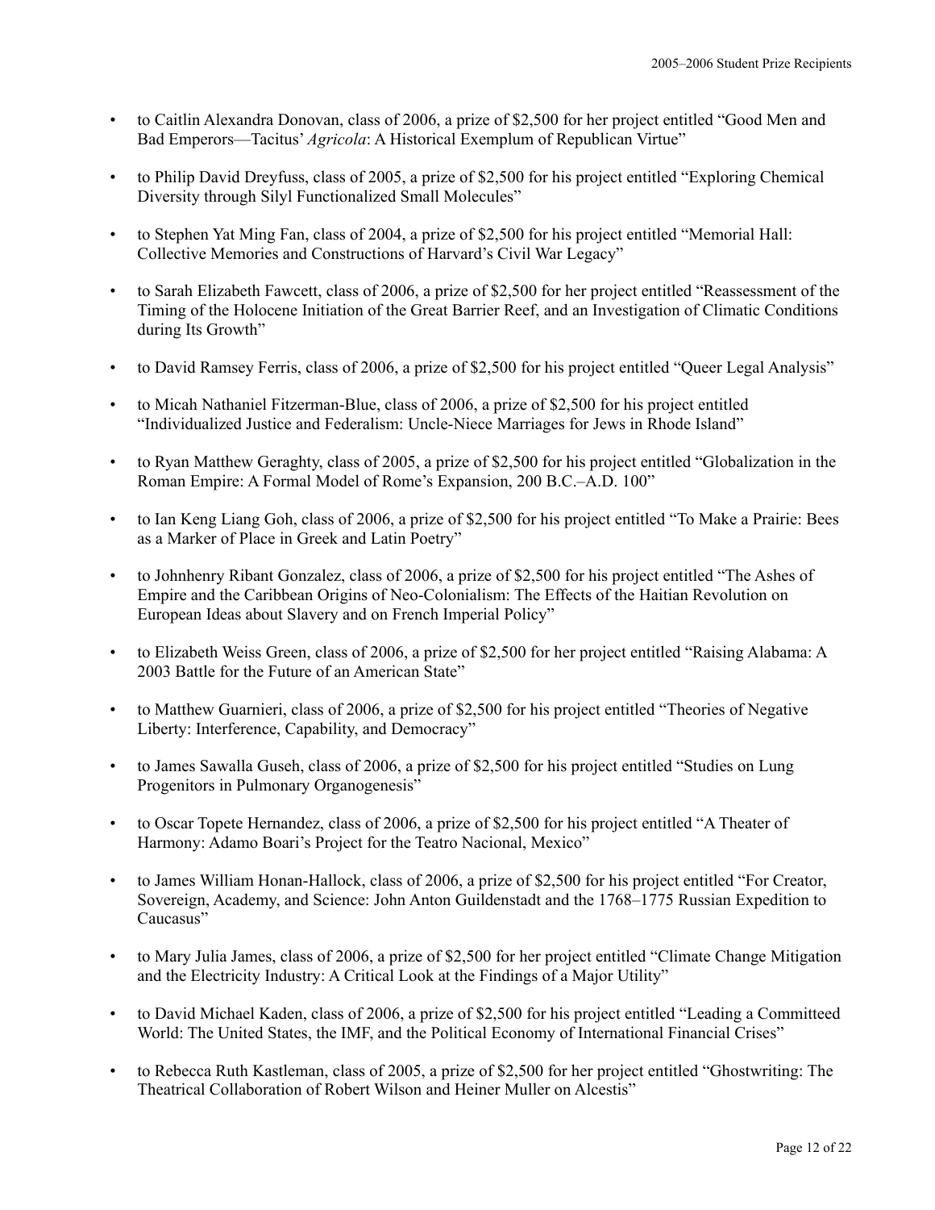- to Caitlin Alexandra Donovan, class of 2006, a prize of $2,500 for her project entitled "Good Men and Bad Emperors—Tacitus' *Agricola*: A Historical Exemplum of Republican Virtue"

- to Philip David Dreyfuss, class of 2005, a prize of $2,500 for his project entitled "Exploring Chemical Diversity through Silyl Functionalized Small Molecules"

- to Stephen Yat Ming Fan, class of 2004, a prize of $2,500 for his project entitled "Memorial Hall: Collective Memories and Constructions of Harvard's Civil War Legacy"

- to Sarah Elizabeth Fawcett, class of 2006, a prize of $2,500 for her project entitled "Reassessment of the Timing of the Holocene Initiation of the Great Barrier Reef, and an Investigation of Climatic Conditions during Its Growth"

- to David Ramsey Ferris, class of 2006, a prize of $2,500 for his project entitled "Queer Legal Analysis"

- to Micah Nathaniel Fitzerman-Blue, class of 2006, a prize of $2,500 for his project entitled "Individualized Justice and Federalism: Uncle-Niece Marriages for Jews in Rhode Island"

- to Ryan Matthew Geraghty, class of 2005, a prize of $2,500 for his project entitled "Globalization in the Roman Empire: A Formal Model of Rome's Expansion, 200 B.C.–A.D. 100"

- to Ian Keng Liang Goh, class of 2006, a prize of $2,500 for his project entitled "To Make a Prairie: Bees as a Marker of Place in Greek and Latin Poetry"

- to Johnhenry Ribant Gonzalez, class of 2006, a prize of $2,500 for his project entitled "The Ashes of Empire and the Caribbean Origins of Neo-Colonialism: The Effects of the Haitian Revolution on European Ideas about Slavery and on French Imperial Policy"

- to Elizabeth Weiss Green, class of 2006, a prize of $2,500 for her project entitled "Raising Alabama: A 2003 Battle for the Future of an American State"

- to Matthew Guarnieri, class of 2006, a prize of $2,500 for his project entitled "Theories of Negative Liberty: Interference, Capability, and Democracy"

- to James Sawalla Guseh, class of 2006, a prize of $2,500 for his project entitled "Studies on Lung Progenitors in Pulmonary Organogenesis"

- to Oscar Topete Hernandez, class of 2006, a prize of $2,500 for his project entitled "A Theater of Harmony: Adamo Boari's Project for the Teatro Nacional, Mexico"

- to James William Honan-Hallock, class of 2006, a prize of $2,500 for his project entitled "For Creator, Sovereign, Academy, and Science: John Anton Guildenstadt and the 1768–1775 Russian Expedition to Caucasus"

- to Mary Julia James, class of 2006, a prize of $2,500 for her project entitled "Climate Change Mitigation and the Electricity Industry: A Critical Look at the Findings of a Major Utility"

- to David Michael Kaden, class of 2006, a prize of $2,500 for his project entitled "Leading a Committeed World: The United States, the IMF, and the Political Economy of International Financial Crises"

- to Rebecca Ruth Kastleman, class of 2005, a prize of $2,500 for her project entitled "Ghostwriting: The Theatrical Collaboration of Robert Wilson and Heiner Muller on Alcestis"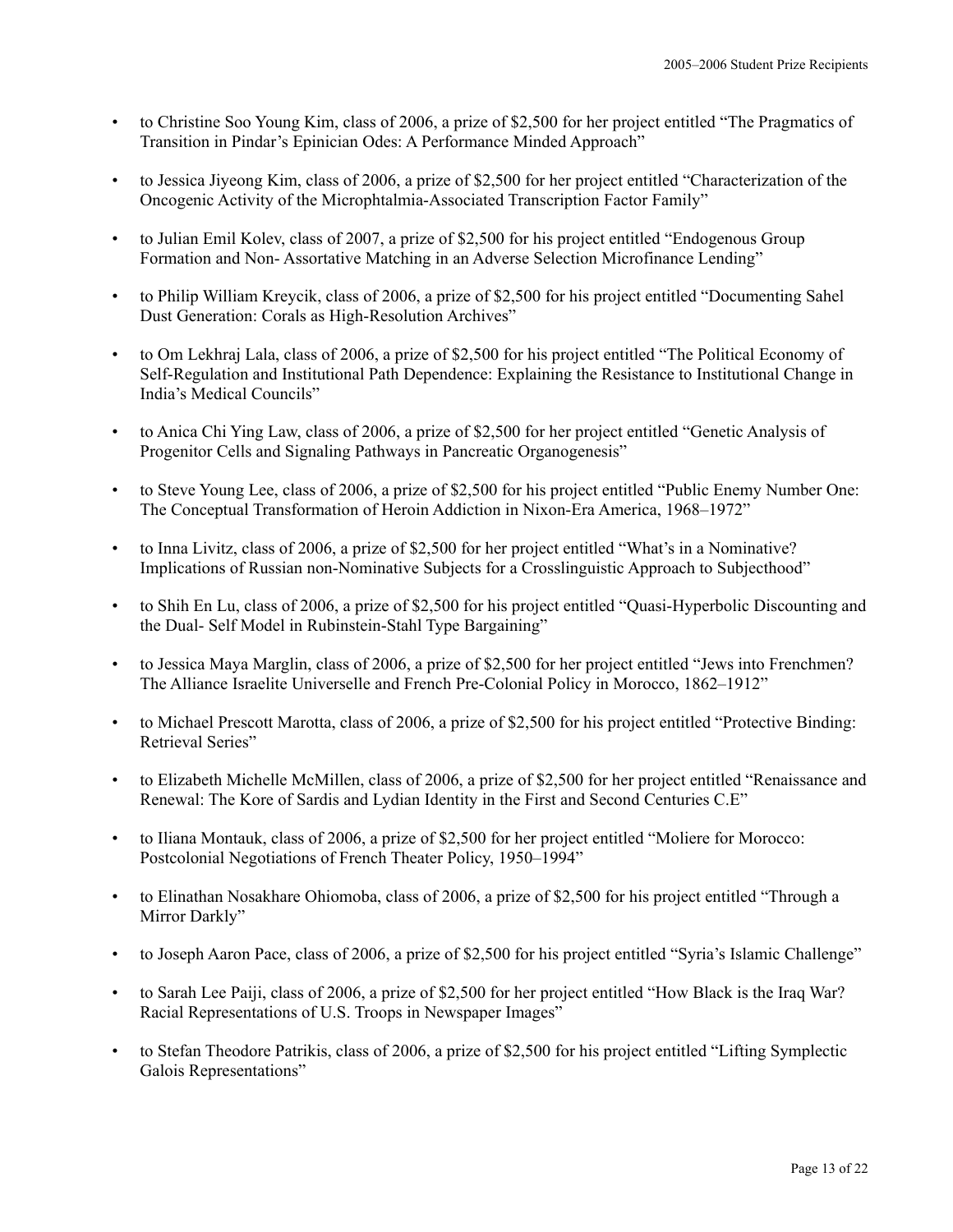- to Christine Soo Young Kim, class of 2006, a prize of $2,500 for her project entitled “The Pragmatics of Transition in Pindar’s Epinician Odes: A Performance Minded Approach”

- to Jessica Jiyeong Kim, class of 2006, a prize of $2,500 for her project entitled “Characterization of the Oncogenic Activity of the Microphtalmia-Associated Transcription Factor Family”

- to Julian Emil Kolev, class of 2007, a prize of $2,500 for his project entitled “Endogenous Group Formation and Non- Assortative Matching in an Adverse Selection Microfinance Lending”

- to Philip William Kreycik, class of 2006, a prize of $2,500 for his project entitled “Documenting Sahel Dust Generation: Corals as High-Resolution Archives”

- to Om Lekhraj Lala, class of 2006, a prize of $2,500 for his project entitled “The Political Economy of Self-Regulation and Institutional Path Dependence: Explaining the Resistance to Institutional Change in India’s Medical Councils”

- to Anica Chi Ying Law, class of 2006, a prize of $2,500 for her project entitled “Genetic Analysis of Progenitor Cells and Signaling Pathways in Pancreatic Organogenesis”

- to Steve Young Lee, class of 2006, a prize of $2,500 for his project entitled “Public Enemy Number One: The Conceptual Transformation of Heroin Addiction in Nixon-Era America, 1968–1972”

- to Inna Livitz, class of 2006, a prize of $2,500 for her project entitled “What’s in a Nominative? Implications of Russian non-Nominative Subjects for a Crosslinguistic Approach to Subjecthood”

- to Shih En Lu, class of 2006, a prize of $2,500 for his project entitled “Quasi-Hyperbolic Discounting and the Dual- Self Model in Rubinstein-Stahl Type Bargaining”

- to Jessica Maya Marglin, class of 2006, a prize of $2,500 for her project entitled “Jews into Frenchmen? The Alliance Israelite Universelle and French Pre-Colonial Policy in Morocco, 1862–1912”

- to Michael Prescott Marotta, class of 2006, a prize of $2,500 for his project entitled “Protective Binding: Retrieval Series”

- to Elizabeth Michelle McMillen, class of 2006, a prize of $2,500 for her project entitled “Renaissance and Renewal: The Kore of Sardis and Lydian Identity in the First and Second Centuries C.E”

- to Iliana Montauk, class of 2006, a prize of $2,500 for her project entitled “Moliere for Morocco: Postcolonial Negotiations of French Theater Policy, 1950–1994”

- to Elinathan Nosakhare Ohiomoba, class of 2006, a prize of $2,500 for his project entitled “Through a Mirror Darkly”

- to Joseph Aaron Pace, class of 2006, a prize of $2,500 for his project entitled “Syria’s Islamic Challenge”

- to Sarah Lee Paiji, class of 2006, a prize of $2,500 for her project entitled “How Black is the Iraq War? Racial Representations of U.S. Troops in Newspaper Images”

- to Stefan Theodore Patrikis, class of 2006, a prize of $2,500 for his project entitled “Lifting Symplectic Galois Representations”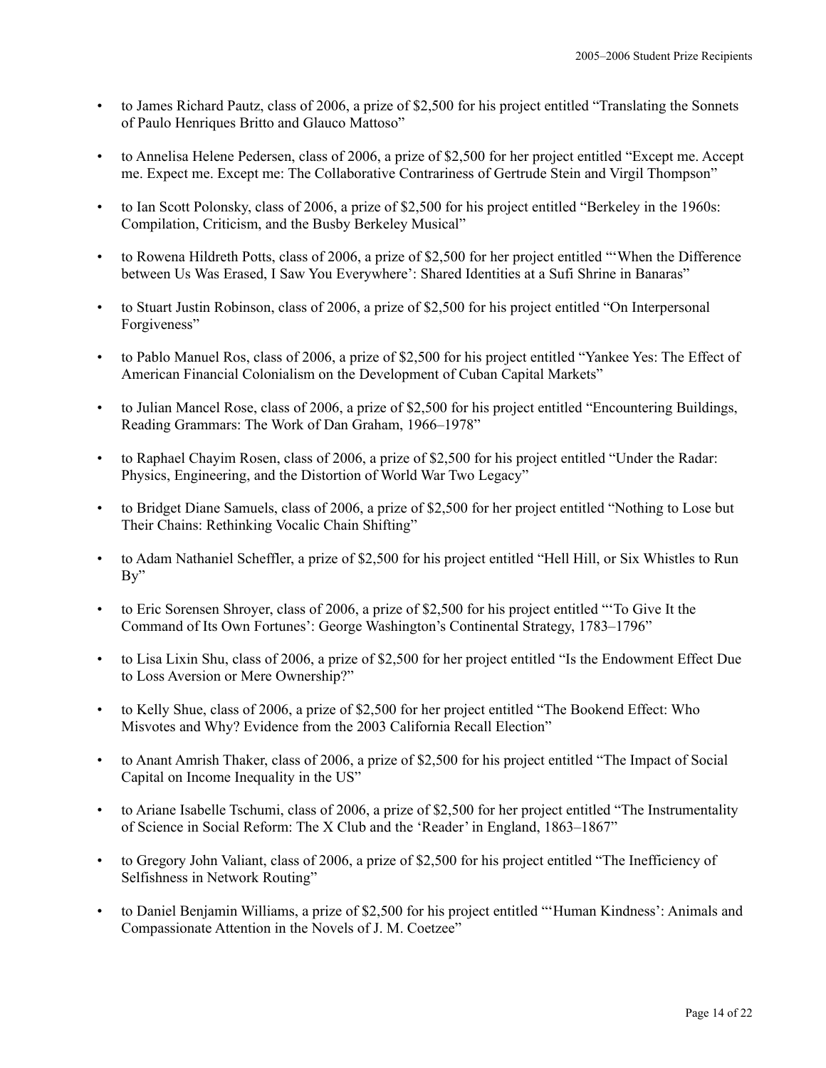- to James Richard Pautz, class of 2006, a prize of $2,500 for his project entitled "Translating the Sonnets of Paulo Henriques Britto and Glauco Mattoso"

- to Annelisa Helene Pedersen, class of 2006, a prize of $2,500 for her project entitled "Except me. Accept me. Expect me. Except me: The Collaborative Contrariness of Gertrude Stein and Virgil Thompson"

- to Ian Scott Polonsky, class of 2006, a prize of $2,500 for his project entitled "Berkeley in the 1960s: Compilation, Criticism, and the Busby Berkeley Musical"

- to Rowena Hildreth Potts, class of 2006, a prize of $2,500 for her project entitled "'When the Difference between Us Was Erased, I Saw You Everywhere': Shared Identities at a Sufi Shrine in Banaras"

- to Stuart Justin Robinson, class of 2006, a prize of $2,500 for his project entitled "On Interpersonal Forgiveness"

- to Pablo Manuel Ros, class of 2006, a prize of $2,500 for his project entitled "Yankee Yes: The Effect of American Financial Colonialism on the Development of Cuban Capital Markets"

- to Julian Mancel Rose, class of 2006, a prize of $2,500 for his project entitled "Encountering Buildings, Reading Grammars: The Work of Dan Graham, 1966–1978"

- to Raphael Chayim Rosen, class of 2006, a prize of $2,500 for his project entitled "Under the Radar: Physics, Engineering, and the Distortion of World War Two Legacy"

- to Bridget Diane Samuels, class of 2006, a prize of $2,500 for her project entitled "Nothing to Lose but Their Chains: Rethinking Vocalic Chain Shifting"

- to Adam Nathaniel Scheffler, a prize of $2,500 for his project entitled "Hell Hill, or Six Whistles to Run By"

- to Eric Sorensen Shroyer, class of 2006, a prize of $2,500 for his project entitled "'To Give It the Command of Its Own Fortunes': George Washington's Continental Strategy, 1783–1796"

- to Lisa Lixin Shu, class of 2006, a prize of $2,500 for her project entitled "Is the Endowment Effect Due to Loss Aversion or Mere Ownership?"

- to Kelly Shue, class of 2006, a prize of $2,500 for her project entitled "The Bookend Effect: Who Misvotes and Why? Evidence from the 2003 California Recall Election"

- to Anant Amrish Thaker, class of 2006, a prize of $2,500 for his project entitled "The Impact of Social Capital on Income Inequality in the US"

- to Ariane Isabelle Tschumi, class of 2006, a prize of $2,500 for her project entitled "The Instrumentality of Science in Social Reform: The X Club and the 'Reader' in England, 1863–1867"

- to Gregory John Valiant, class of 2006, a prize of $2,500 for his project entitled "The Inefficiency of Selfishness in Network Routing"

- to Daniel Benjamin Williams, a prize of $2,500 for his project entitled "'Human Kindness': Animals and Compassionate Attention in the Novels of J. M. Coetzee"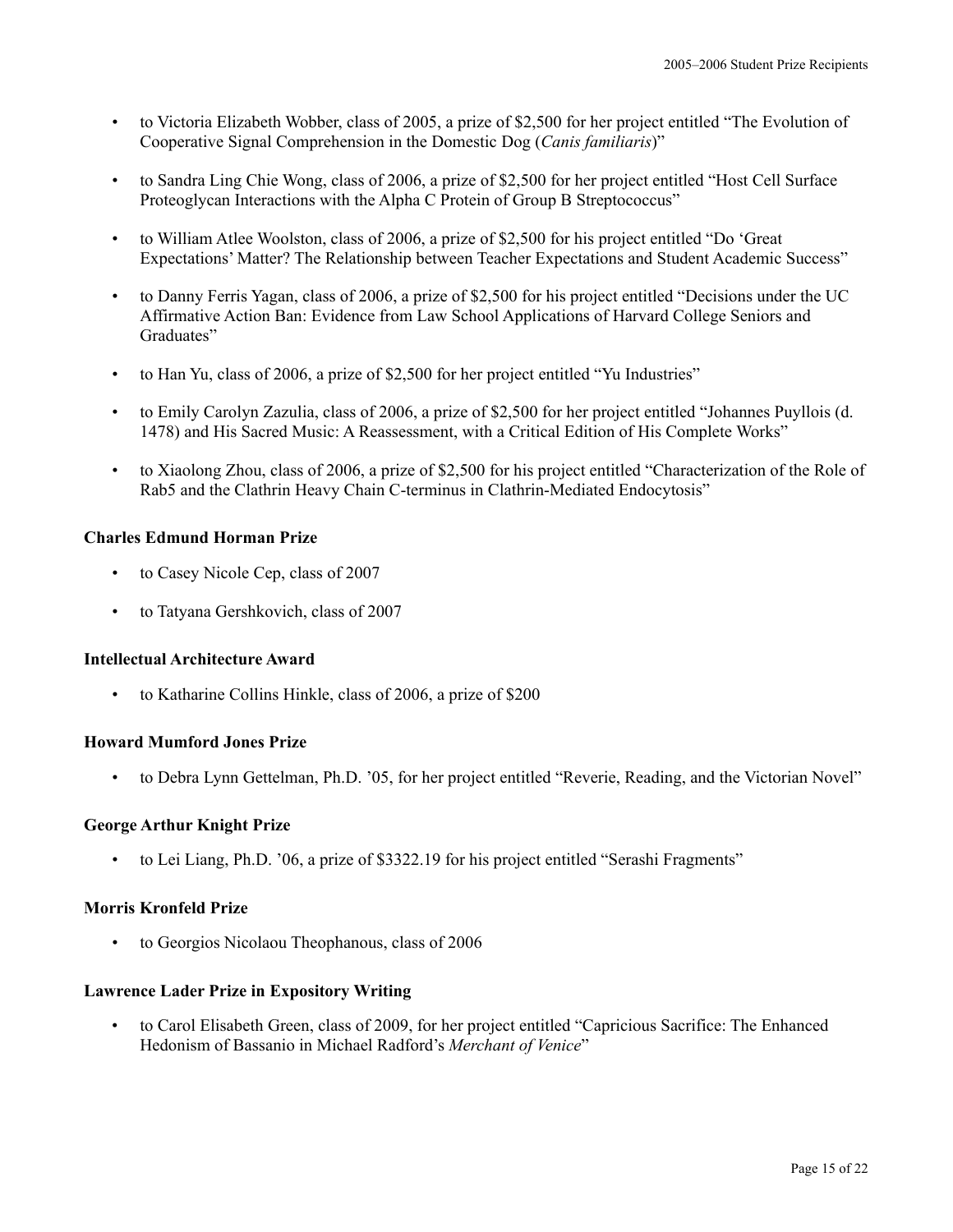- to Victoria Elizabeth Wobber, class of 2005, a prize of $2,500 for her project entitled "The Evolution of Cooperative Signal Comprehension in the Domestic Dog (*Canis familiaris*)"

- to Sandra Ling Chie Wong, class of 2006, a prize of $2,500 for her project entitled "Host Cell Surface Proteoglycan Interactions with the Alpha C Protein of Group B Streptococcus"

- to William Atlee Woolston, class of 2006, a prize of $2,500 for his project entitled "Do 'Great Expectations' Matter? The Relationship between Teacher Expectations and Student Academic Success"

- to Danny Ferris Yagan, class of 2006, a prize of $2,500 for his project entitled "Decisions under the UC Affirmative Action Ban: Evidence from Law School Applications of Harvard College Seniors and Graduates"

- to Han Yu, class of 2006, a prize of $2,500 for her project entitled "Yu Industries"

- to Emily Carolyn Zazulia, class of 2006, a prize of $2,500 for her project entitled "Johannes Puyllois (d. 1478) and His Sacred Music: A Reassessment, with a Critical Edition of His Complete Works"

- to Xiaolong Zhou, class of 2006, a prize of $2,500 for his project entitled "Characterization of the Role of Rab5 and the Clathrin Heavy Chain C-terminus in Clathrin-Mediated Endocytosis"

**Charles Edmund Horman Prize**

- to Casey Nicole Cep, class of 2007

- to Tatyana Gershkovich, class of 2007

**Intellectual Architecture Award**

- to Katharine Collins Hinkle, class of 2006, a prize of $200

**Howard Mumford Jones Prize**

- to Debra Lynn Gettelman, Ph.D. '05, for her project entitled "Reverie, Reading, and the Victorian Novel"

**George Arthur Knight Prize**

- to Lei Liang, Ph.D. '06, a prize of $3322.19 for his project entitled "Serashi Fragments"

**Morris Kronfeld Prize**

- to Georgios Nicolaou Theophanous, class of 2006

**Lawrence Lader Prize in Expository Writing**

- to Carol Elisabeth Green, class of 2009, for her project entitled "Capricious Sacrifice: The Enhanced Hedonism of Bassanio in Michael Radford's *Merchant of Venice*"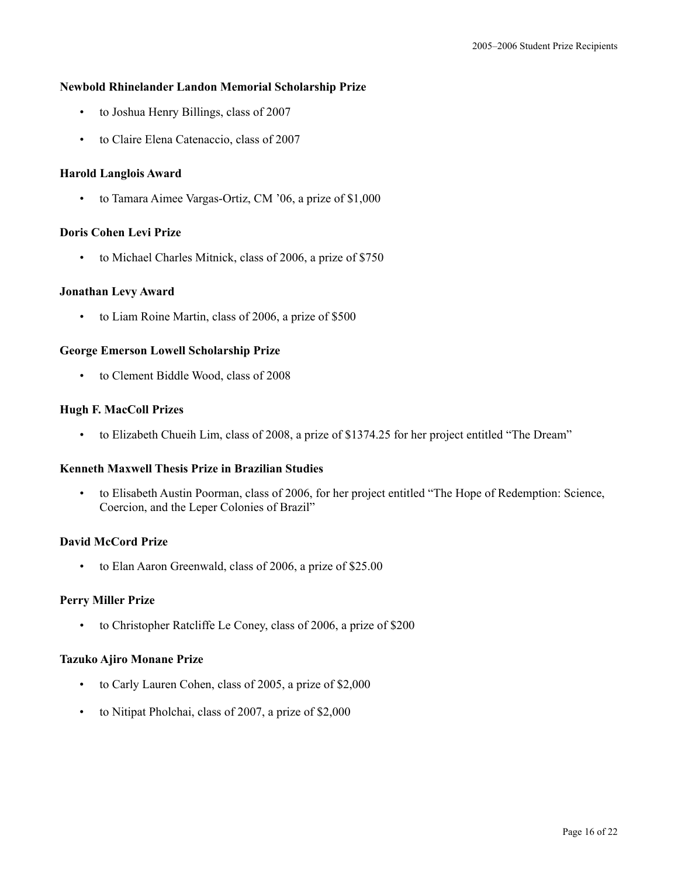**Newbold Rhinelander Landon Memorial Scholarship Prize**

- to Joshua Henry Billings, class of 2007
- to Claire Elena Catenaccio, class of 2007

**Harold Langlois Award**

- to Tamara Aimee Vargas-Ortiz, CM ’06, a prize of $1,000

**Doris Cohen Levi Prize**

- to Michael Charles Mitnick, class of 2006, a prize of $750

**Jonathan Levy Award**

- to Liam Roine Martin, class of 2006, a prize of $500

**George Emerson Lowell Scholarship Prize**

- to Clement Biddle Wood, class of 2008

**Hugh F. MacColl Prizes**

- to Elizabeth Chueih Lim, class of 2008, a prize of $1374.25 for her project entitled “The Dream”

**Kenneth Maxwell Thesis Prize in Brazilian Studies**

- to Elisabeth Austin Poorman, class of 2006, for her project entitled “The Hope of Redemption: Science, Coercion, and the Leper Colonies of Brazil”

**David McCord Prize**

- to Elan Aaron Greenwald, class of 2006, a prize of $25.00

**Perry Miller Prize**

- to Christopher Ratcliffe Le Coney, class of 2006, a prize of $200

**Tazuko Ajiro Monane Prize**

- to Carly Lauren Cohen, class of 2005, a prize of $2,000
- to Nitipat Pholchai, class of 2007, a prize of $2,000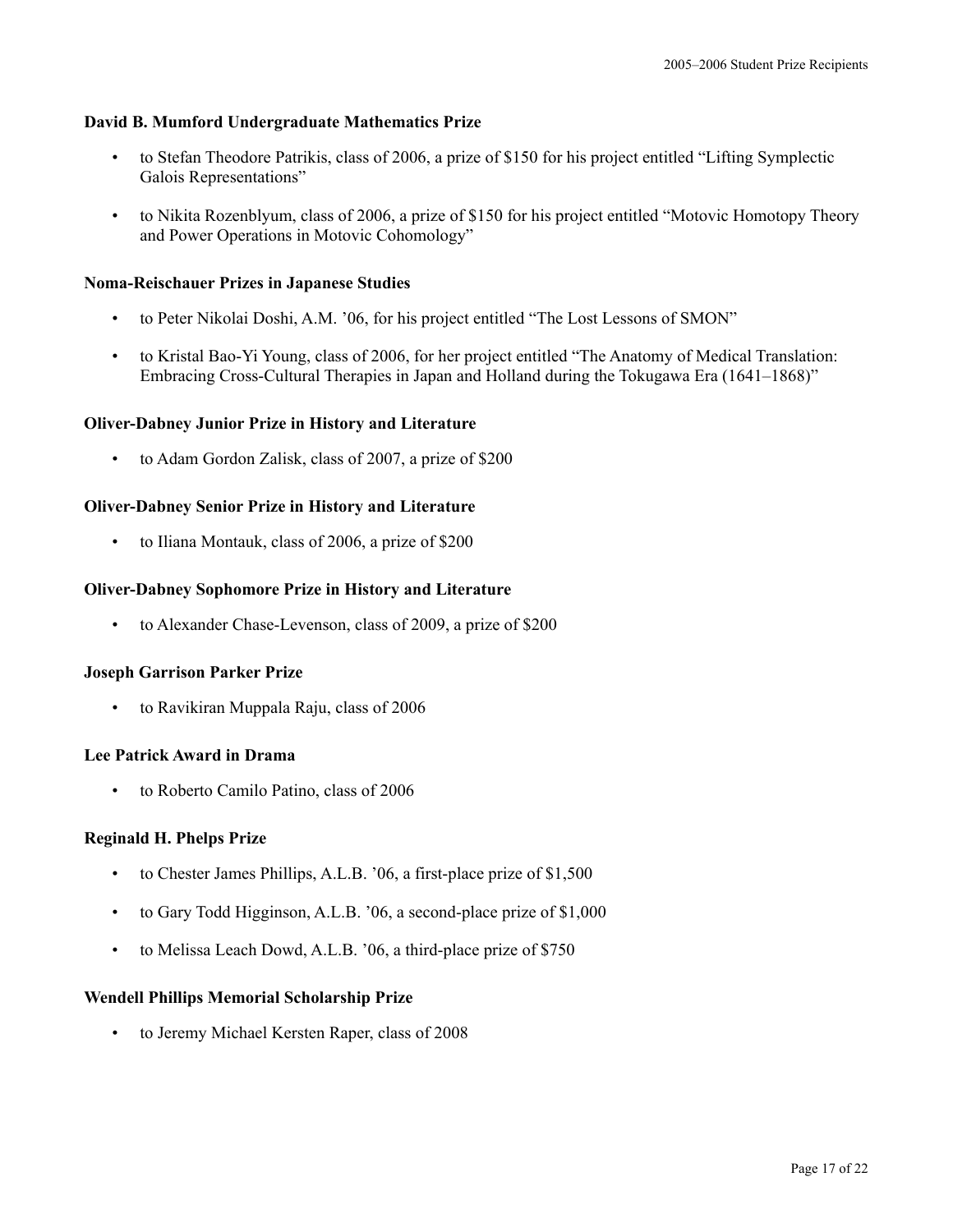### David B. Mumford Undergraduate Mathematics Prize

- to Stefan Theodore Patrikis, class of 2006, a prize of $150 for his project entitled “Lifting Symplectic Galois Representations”
- to Nikita Rozenblyum, class of 2006, a prize of $150 for his project entitled “Motovic Homotopy Theory and Power Operations in Motovic Cohomology”

### Noma-Reischauer Prizes in Japanese Studies

- to Peter Nikolai Doshi, A.M. ’06, for his project entitled “The Lost Lessons of SMON”
- to Kristal Bao-Yi Young, class of 2006, for her project entitled “The Anatomy of Medical Translation: Embracing Cross-Cultural Therapies in Japan and Holland during the Tokugawa Era (1641–1868)”

### Oliver-Dabney Junior Prize in History and Literature

- to Adam Gordon Zalisk, class of 2007, a prize of $200

### Oliver-Dabney Senior Prize in History and Literature

- to Iliana Montauk, class of 2006, a prize of $200

### Oliver-Dabney Sophomore Prize in History and Literature

- to Alexander Chase-Levenson, class of 2009, a prize of $200

### Joseph Garrison Parker Prize

- to Ravikiran Muppala Raju, class of 2006

### Lee Patrick Award in Drama

- to Roberto Camilo Patino, class of 2006

### Reginald H. Phelps Prize

- to Chester James Phillips, A.L.B. ’06, a first-place prize of $1,500
- to Gary Todd Higginson, A.L.B. ’06, a second-place prize of $1,000
- to Melissa Leach Dowd, A.L.B. ’06, a third-place prize of $750

### Wendell Phillips Memorial Scholarship Prize

- to Jeremy Michael Kersten Raper, class of 2008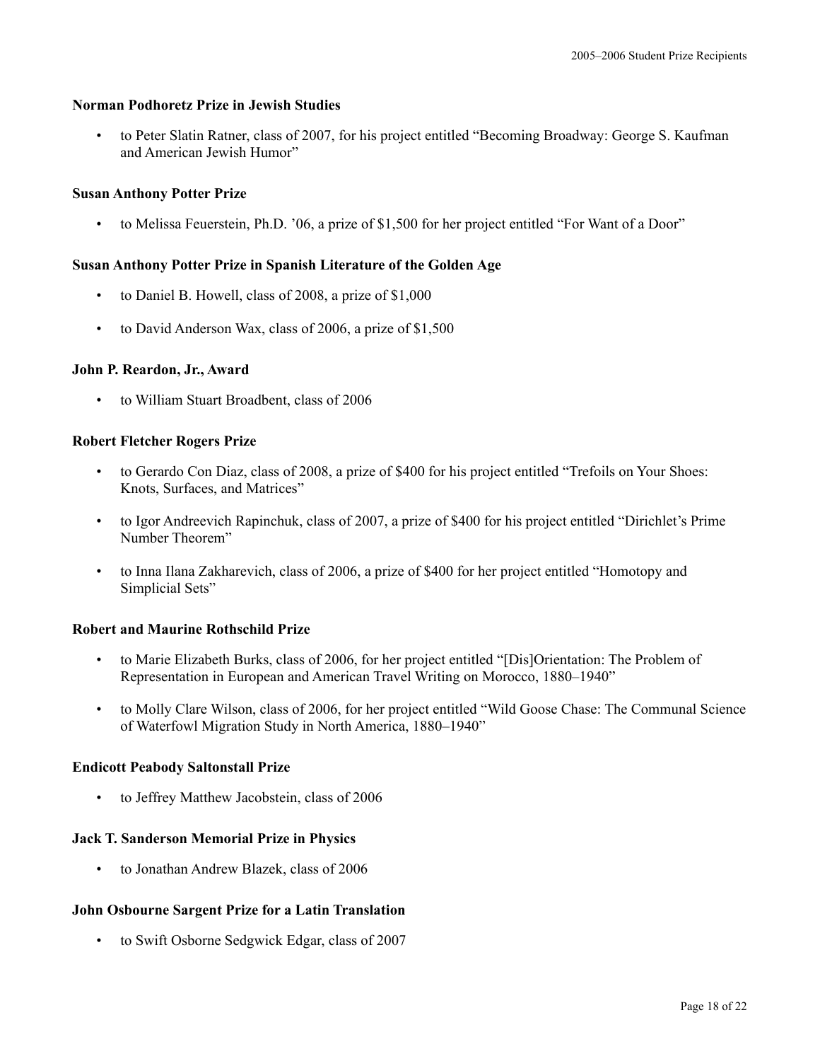**Norman Podhoretz Prize in Jewish Studies**

- to Peter Slatin Ratner, class of 2007, for his project entitled "Becoming Broadway: George S. Kaufman and American Jewish Humor"

**Susan Anthony Potter Prize**

- to Melissa Feuerstein, Ph.D. '06, a prize of $1,500 for her project entitled "For Want of a Door"

**Susan Anthony Potter Prize in Spanish Literature of the Golden Age**

- to Daniel B. Howell, class of 2008, a prize of $1,000
- to David Anderson Wax, class of 2006, a prize of $1,500

**John P. Reardon, Jr., Award**

- to William Stuart Broadbent, class of 2006

**Robert Fletcher Rogers Prize**

- to Gerardo Con Diaz, class of 2008, a prize of $400 for his project entitled "Trefoils on Your Shoes: Knots, Surfaces, and Matrices"
- to Igor Andreevich Rapinchuk, class of 2007, a prize of $400 for his project entitled "Dirichlet's Prime Number Theorem"
- to Inna Ilana Zakharevich, class of 2006, a prize of $400 for her project entitled "Homotopy and Simplicial Sets"

**Robert and Maurine Rothschild Prize**

- to Marie Elizabeth Burks, class of 2006, for her project entitled "[Dis]Orientation: The Problem of Representation in European and American Travel Writing on Morocco, 1880–1940"
- to Molly Clare Wilson, class of 2006, for her project entitled "Wild Goose Chase: The Communal Science of Waterfowl Migration Study in North America, 1880–1940"

**Endicott Peabody Saltonstall Prize**

- to Jeffrey Matthew Jacobstein, class of 2006

**Jack T. Sanderson Memorial Prize in Physics**

- to Jonathan Andrew Blazek, class of 2006

**John Osbourne Sargent Prize for a Latin Translation**

- to Swift Osborne Sedgwick Edgar, class of 2007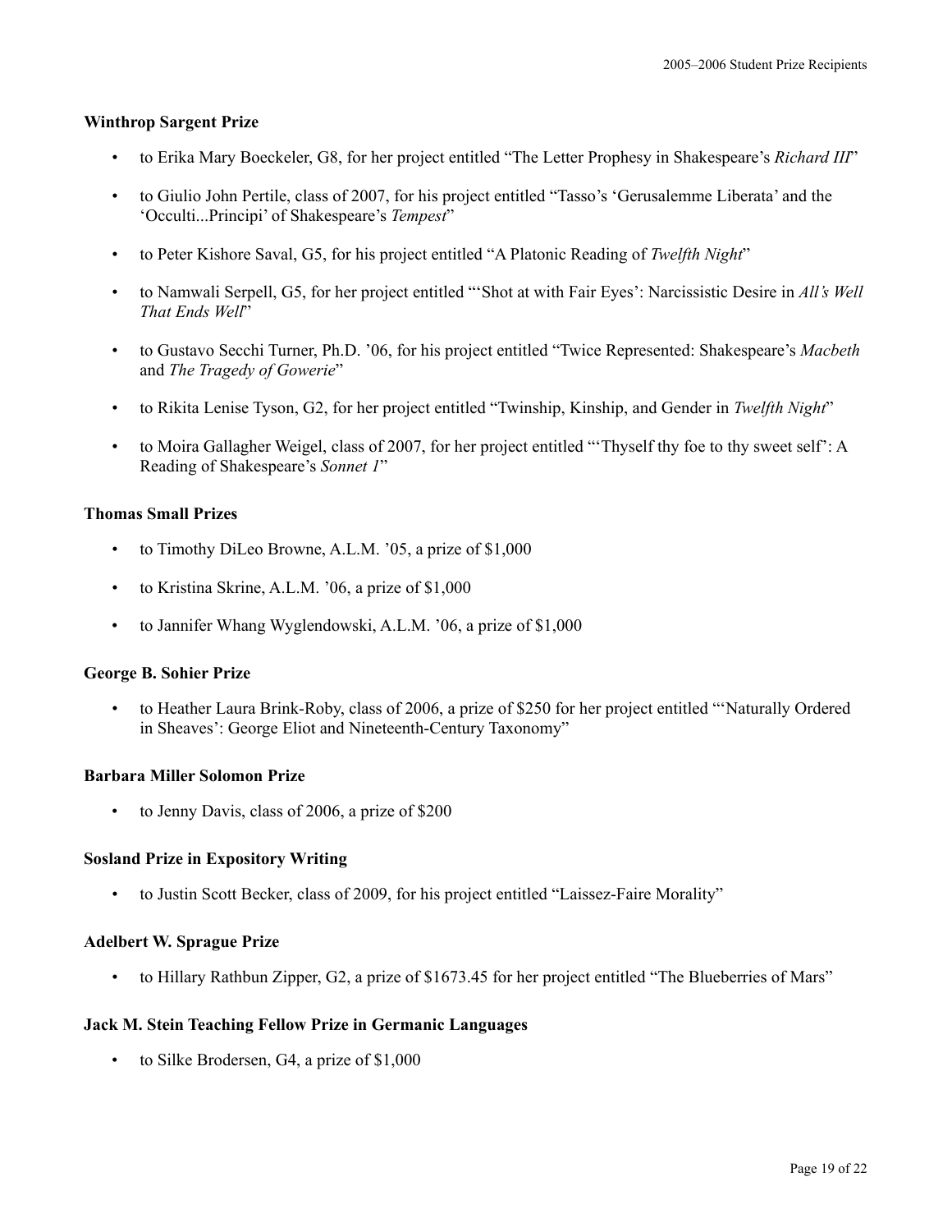### Winthrop Sargent Prize

- to Erika Mary Boeckeler, G8, for her project entitled "The Letter Prophesy in Shakespeare's *Richard III*"
- to Giulio John Pertile, class of 2007, for his project entitled "Tasso's 'Gerusalemme Liberata' and the 'Occulti...Principi' of Shakespeare's *Tempest*"
- to Peter Kishore Saval, G5, for his project entitled "A Platonic Reading of *Twelfth Night*"
- to Namwali Serpell, G5, for her project entitled "'Shot at with Fair Eyes': Narcissistic Desire in *All's Well That Ends Well*"
- to Gustavo Secchi Turner, Ph.D. '06, for his project entitled "Twice Represented: Shakespeare's *Macbeth* and *The Tragedy of Gowerie*"
- to Rikita Lenise Tyson, G2, for her project entitled "Twinship, Kinship, and Gender in *Twelfth Night*"
- to Moira Gallagher Weigel, class of 2007, for her project entitled "'Thyself thy foe to thy sweet self': A Reading of Shakespeare's *Sonnet 1*"

### Thomas Small Prizes

- to Timothy DiLeo Browne, A.L.M. '05, a prize of $1,000
- to Kristina Skrine, A.L.M. '06, a prize of $1,000
- to Jannifer Whang Wyglendowski, A.L.M. '06, a prize of $1,000

### George B. Sohier Prize

- to Heather Laura Brink-Roby, class of 2006, a prize of $250 for her project entitled "'Naturally Ordered in Sheaves': George Eliot and Nineteenth-Century Taxonomy"

### Barbara Miller Solomon Prize

- to Jenny Davis, class of 2006, a prize of $200

### Sosland Prize in Expository Writing

- to Justin Scott Becker, class of 2009, for his project entitled "Laissez-Faire Morality"

### Adelbert W. Sprague Prize

- to Hillary Rathbun Zipper, G2, a prize of $1673.45 for her project entitled "The Blueberries of Mars"

### Jack M. Stein Teaching Fellow Prize in Germanic Languages

- to Silke Brodersen, G4, a prize of $1,000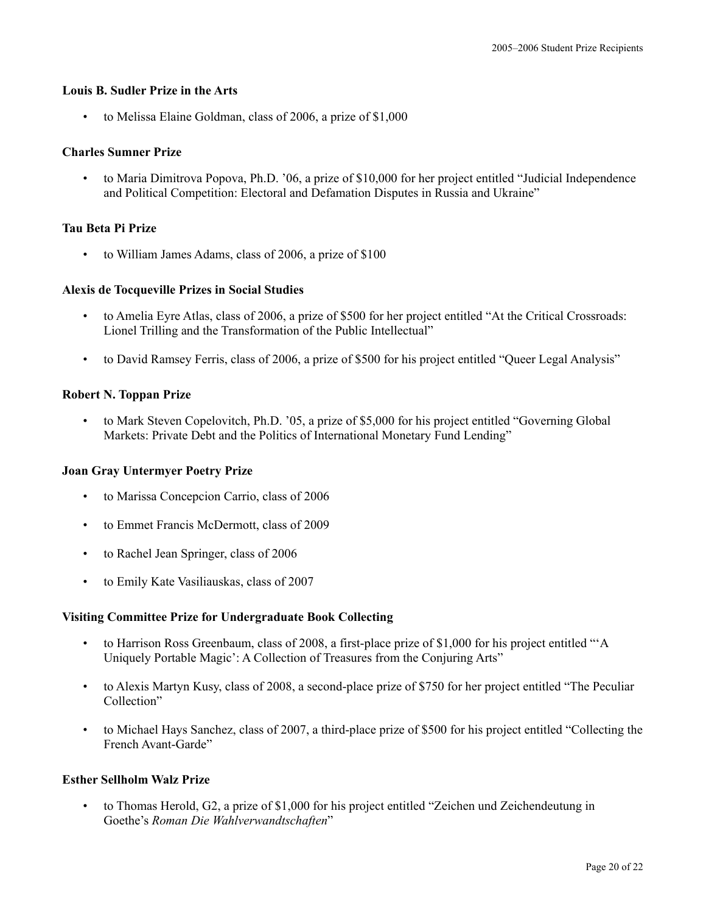**Louis B. Sudler Prize in the Arts**

- to Melissa Elaine Goldman, class of 2006, a prize of $1,000

**Charles Sumner Prize**

- to Maria Dimitrova Popova, Ph.D. '06, a prize of $10,000 for her project entitled "Judicial Independence and Political Competition: Electoral and Defamation Disputes in Russia and Ukraine"

**Tau Beta Pi Prize**

- to William James Adams, class of 2006, a prize of $100

**Alexis de Tocqueville Prizes in Social Studies**

- to Amelia Eyre Atlas, class of 2006, a prize of $500 for her project entitled "At the Critical Crossroads: Lionel Trilling and the Transformation of the Public Intellectual"
- to David Ramsey Ferris, class of 2006, a prize of $500 for his project entitled "Queer Legal Analysis"

**Robert N. Toppan Prize**

- to Mark Steven Copelovitch, Ph.D. '05, a prize of $5,000 for his project entitled "Governing Global Markets: Private Debt and the Politics of International Monetary Fund Lending"

**Joan Gray Untermyer Poetry Prize**

- to Marissa Concepcion Carrio, class of 2006
- to Emmet Francis McDermott, class of 2009
- to Rachel Jean Springer, class of 2006
- to Emily Kate Vasiliauskas, class of 2007

**Visiting Committee Prize for Undergraduate Book Collecting**

- to Harrison Ross Greenbaum, class of 2008, a first-place prize of $1,000 for his project entitled "'A Uniquely Portable Magic': A Collection of Treasures from the Conjuring Arts"
- to Alexis Martyn Kusy, class of 2008, a second-place prize of $750 for her project entitled "The Peculiar Collection"
- to Michael Hays Sanchez, class of 2007, a third-place prize of $500 for his project entitled "Collecting the French Avant-Garde"

**Esther Sellholm Walz Prize**

- to Thomas Herold, G2, a prize of $1,000 for his project entitled "Zeichen und Zeichendeutung in Goethe's *Roman Die Wahlverwandtschaften*"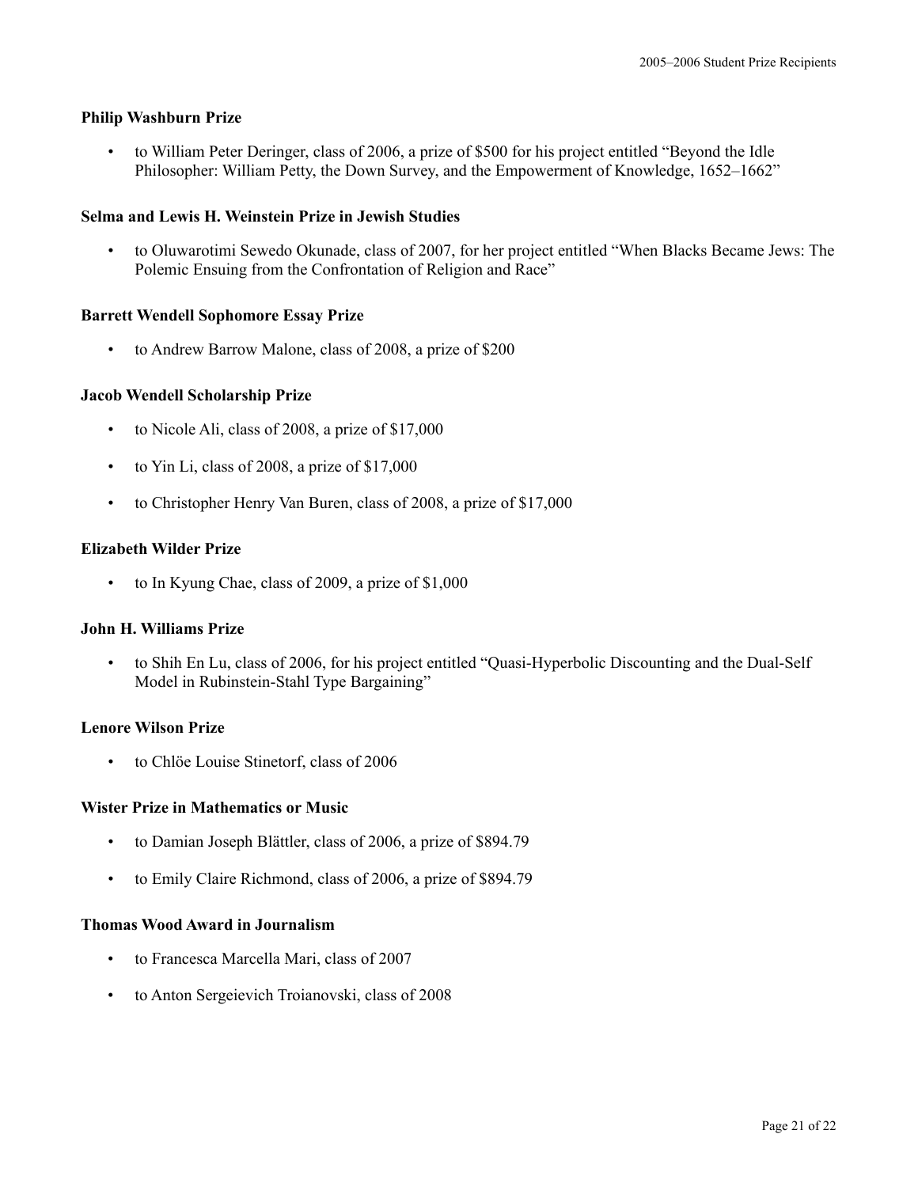**Philip Washburn Prize**

- to William Peter Deringer, class of 2006, a prize of $500 for his project entitled "Beyond the Idle Philosopher: William Petty, the Down Survey, and the Empowerment of Knowledge, 1652–1662"

**Selma and Lewis H. Weinstein Prize in Jewish Studies**

- to Oluwarotimi Sewedo Okunade, class of 2007, for her project entitled "When Blacks Became Jews: The Polemic Ensuing from the Confrontation of Religion and Race"

**Barrett Wendell Sophomore Essay Prize**

- to Andrew Barrow Malone, class of 2008, a prize of $200

**Jacob Wendell Scholarship Prize**

- to Nicole Ali, class of 2008, a prize of $17,000
- to Yin Li, class of 2008, a prize of $17,000
- to Christopher Henry Van Buren, class of 2008, a prize of $17,000

**Elizabeth Wilder Prize**

- to In Kyung Chae, class of 2009, a prize of $1,000

**John H. Williams Prize**

- to Shih En Lu, class of 2006, for his project entitled "Quasi-Hyperbolic Discounting and the Dual-Self Model in Rubinstein-Stahl Type Bargaining"

**Lenore Wilson Prize**

- to Chlöe Louise Stinetorf, class of 2006

**Wister Prize in Mathematics or Music**

- to Damian Joseph Blättler, class of 2006, a prize of $894.79
- to Emily Claire Richmond, class of 2006, a prize of $894.79

**Thomas Wood Award in Journalism**

- to Francesca Marcella Mari, class of 2007
- to Anton Sergeievich Troianovski, class of 2008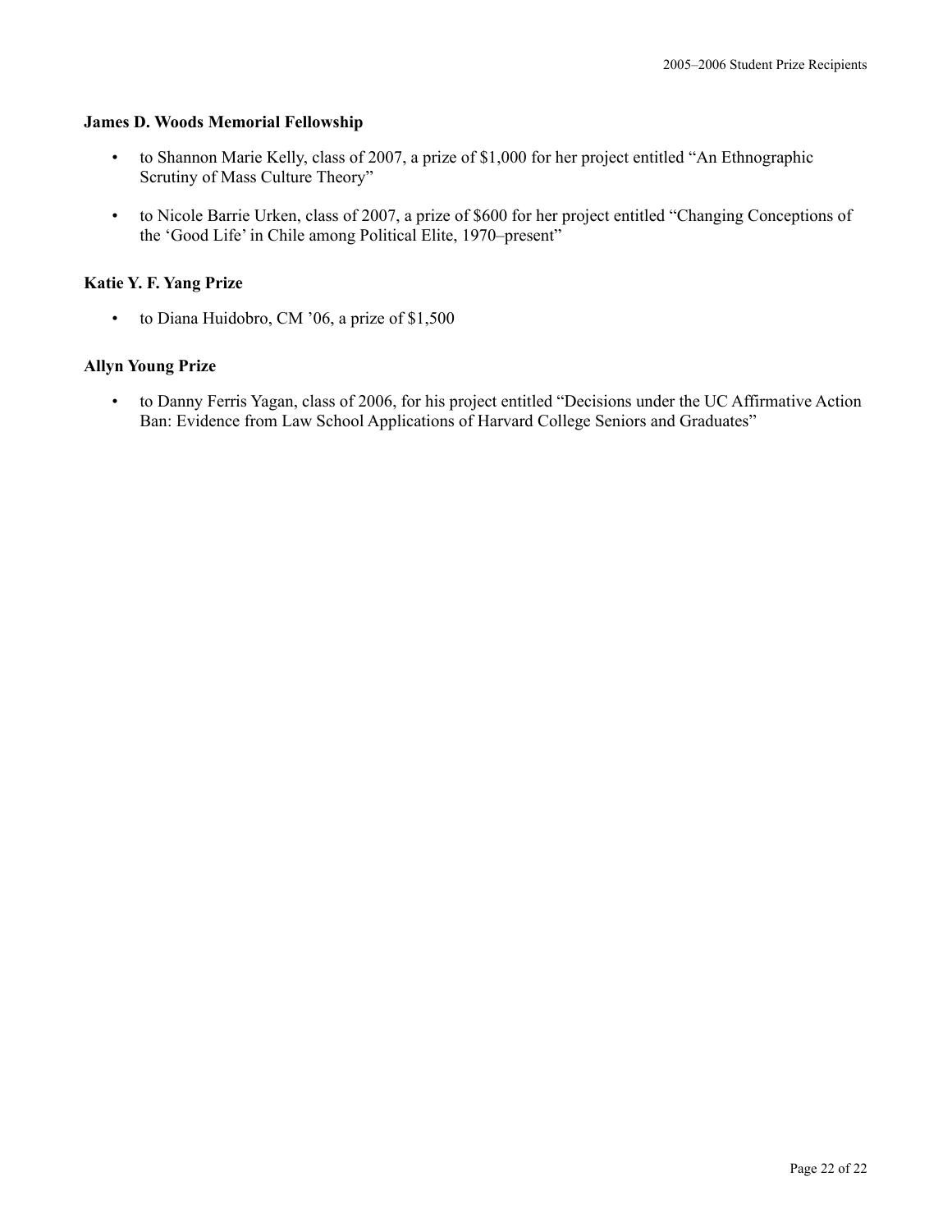**James D. Woods Memorial Fellowship**

- to Shannon Marie Kelly, class of 2007, a prize of $1,000 for her project entitled "An Ethnographic Scrutiny of Mass Culture Theory"

- to Nicole Barrie Urken, class of 2007, a prize of $600 for her project entitled "Changing Conceptions of the 'Good Life' in Chile among Political Elite, 1970–present"

**Katie Y. F. Yang Prize**

- to Diana Huidobro, CM '06, a prize of $1,500

**Allyn Young Prize**

- to Danny Ferris Yagan, class of 2006, for his project entitled "Decisions under the UC Affirmative Action Ban: Evidence from Law School Applications of Harvard College Seniors and Graduates"